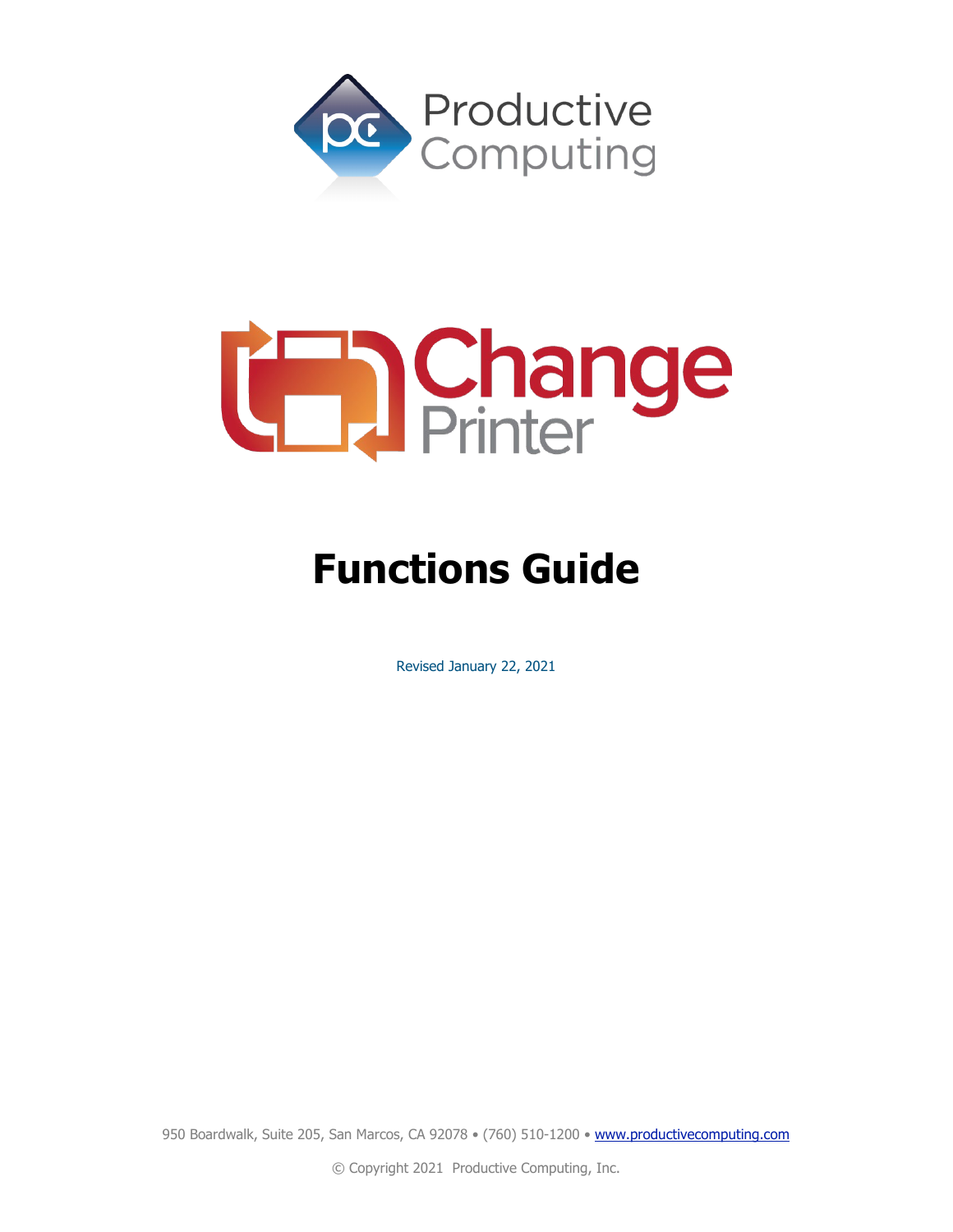Productive Computing

Change Printer

# Functions Guide

Revised January 22, 2021

950 Boardwalk, Suite 205, San Marcos, CA 92078 • (760) 510-1200 • www.productivecomputing.com

© Copyright 2021 Productive Computing, Inc.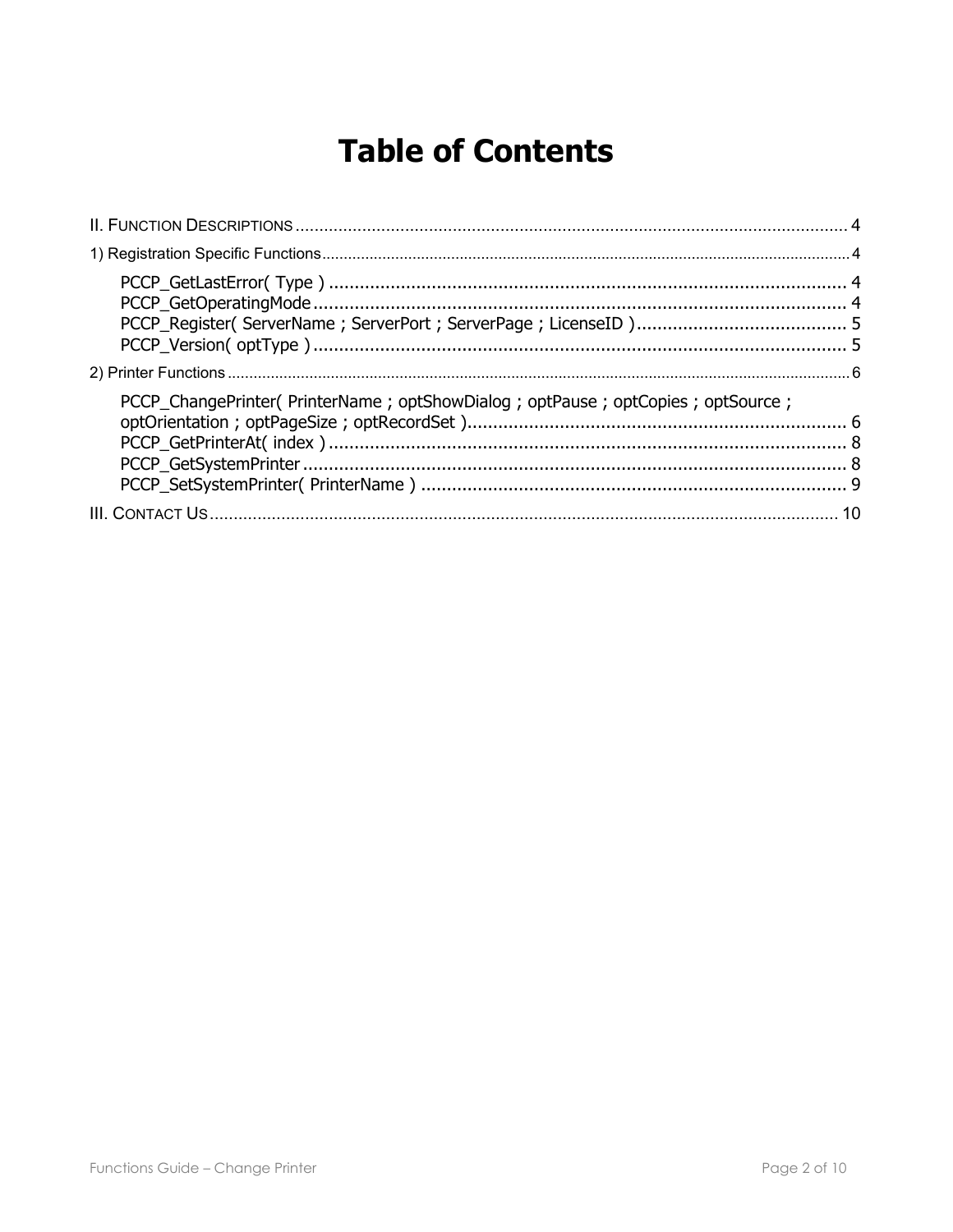# Table of Contents

II. FUNCTION DESCRIPTIONS .......... 4

1) Registration Specific Functions .......... 4

- PCCP_GetLastError( Type ) .......... 4
- PCCP_GetOperatingMode .......... 4
- PCCP_Register( ServerName ; ServerPort ; ServerPage ; LicenseID ) .......... 5
- PCCP_Version( optType ) .......... 5

2) Printer Functions .......... 6

- PCCP_ChangePrinter( PrinterName ; optShowDialog ; optPause ; optCopies ; optSource ; optOrientation ; optPageSize ; optRecordSet ) .......... 6
- PCCP_GetPrinterAt( index ) .......... 8
- PCCP_GetSystemPrinter .......... 8
- PCCP_SetSystemPrinter( PrinterName ) .......... 9

III. CONTACT US .......... 10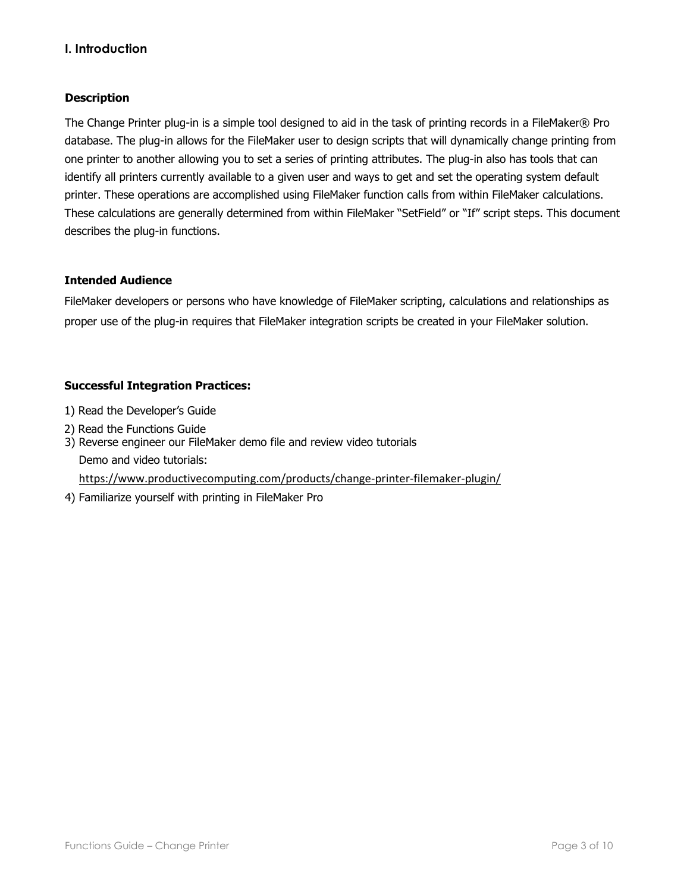## I. Introduction

### Description

The Change Printer plug-in is a simple tool designed to aid in the task of printing records in a FileMaker® Pro database. The plug-in allows for the FileMaker user to design scripts that will dynamically change printing from one printer to another allowing you to set a series of printing attributes. The plug-in also has tools that can identify all printers currently available to a given user and ways to get and set the operating system default printer. These operations are accomplished using FileMaker function calls from within FileMaker calculations. These calculations are generally determined from within FileMaker "SetField" or "If" script steps. This document describes the plug-in functions.

### Intended Audience

FileMaker developers or persons who have knowledge of FileMaker scripting, calculations and relationships as proper use of the plug-in requires that FileMaker integration scripts be created in your FileMaker solution.

### Successful Integration Practices:

1) Read the Developer's Guide
2) Read the Functions Guide
3) Reverse engineer our FileMaker demo file and review video tutorials
   Demo and video tutorials:
   https://www.productivecomputing.com/products/change-printer-filemaker-plugin/
4) Familiarize yourself with printing in FileMaker Pro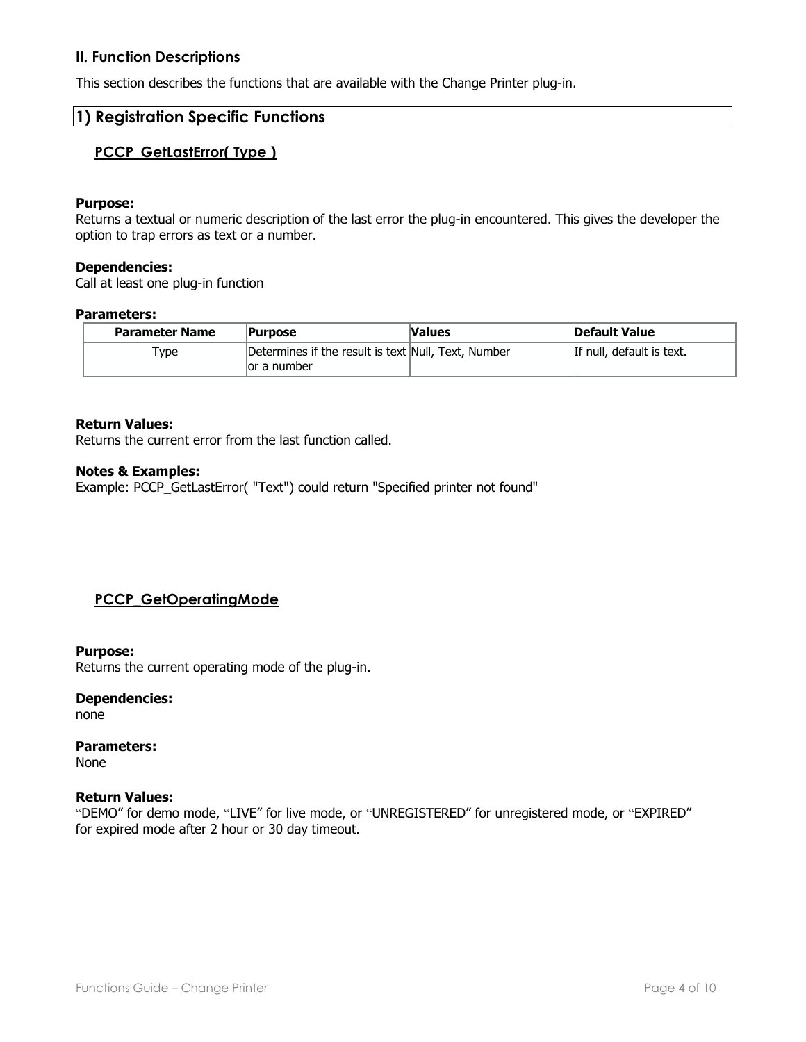## II. Function Descriptions

This section describes the functions that are available with the Change Printer plug-in.

## 1) Registration Specific Functions

### PCCP_GetLastError( Type )

**Purpose:**
Returns a textual or numeric description of the last error the plug-in encountered. This gives the developer the option to trap errors as text or a number.

**Dependencies:**
Call at least one plug-in function

**Parameters:**

| Parameter Name | Purpose | Values | Default Value |
|---|---|---|---|
| Type | Determines if the result is text or a number | Null, Text, Number | If null, default is text. |

**Return Values:**
Returns the current error from the last function called.

**Notes & Examples:**
Example: PCCP_GetLastError( "Text") could return "Specified printer not found"

### PCCP_GetOperatingMode

**Purpose:**
Returns the current operating mode of the plug-in.

**Dependencies:**
none

**Parameters:**
None

**Return Values:**
"DEMO" for demo mode, "LIVE" for live mode, or "UNREGISTERED" for unregistered mode, or "EXPIRED" for expired mode after 2 hour or 30 day timeout.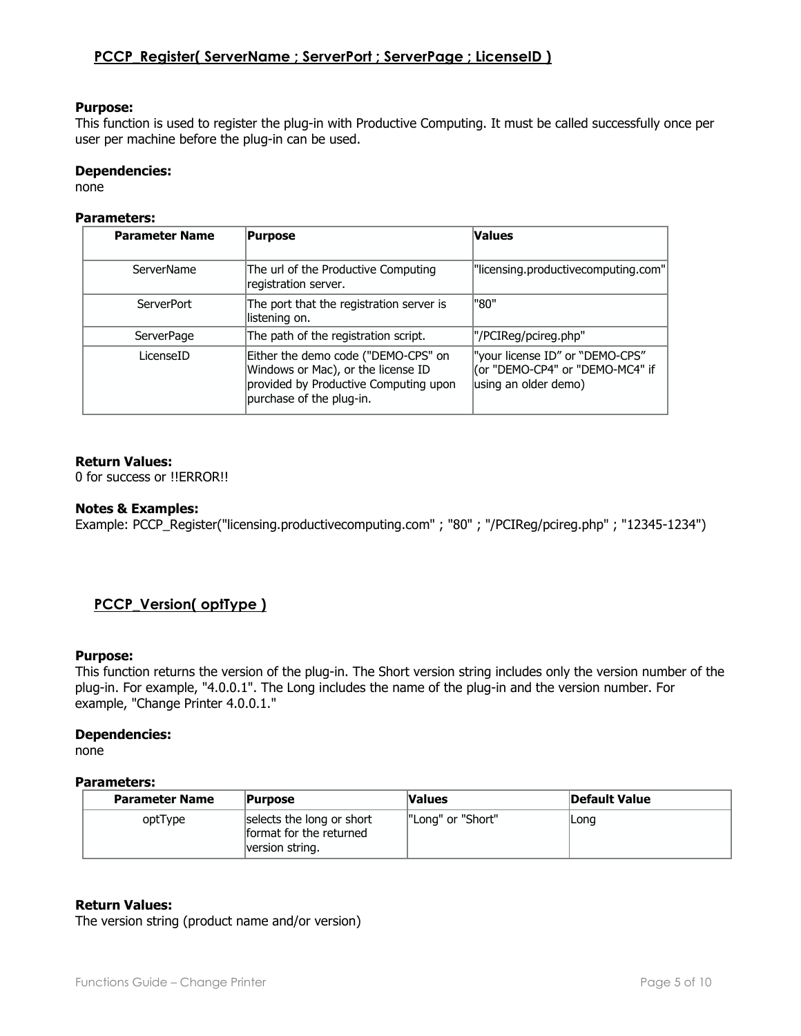## PCCP_Register( ServerName ; ServerPort ; ServerPage ; LicenseID )

**Purpose:**
This function is used to register the plug-in with Productive Computing. It must be called successfully once per user per machine before the plug-in can be used.

**Dependencies:**
none

**Parameters:**

| Parameter Name | Purpose | Values |
|---|---|---|
| ServerName | The url of the Productive Computing registration server. | "licensing.productivecomputing.com" |
| ServerPort | The port that the registration server is listening on. | "80" |
| ServerPage | The path of the registration script. | "/PCIReg/pcireg.php" |
| LicenseID | Either the demo code ("DEMO-CPS" on Windows or Mac), or the license ID provided by Productive Computing upon purchase of the plug-in. | "your license ID" or "DEMO-CPS" (or "DEMO-CP4" or "DEMO-MC4" if using an older demo) |

**Return Values:**
0 for success or !!ERROR!!

**Notes & Examples:**
Example: PCCP_Register("licensing.productivecomputing.com" ; "80" ; "/PCIReg/pcireg.php" ; "12345-1234")

## PCCP_Version( optType )

**Purpose:**
This function returns the version of the plug-in. The Short version string includes only the version number of the plug-in. For example, "4.0.0.1". The Long includes the name of the plug-in and the version number. For example, "Change Printer 4.0.0.1."

**Dependencies:**
none

**Parameters:**

| Parameter Name | Purpose | Values | Default Value |
|---|---|---|---|
| optType | selects the long or short format for the returned version string. | "Long" or "Short" | Long |

**Return Values:**
The version string (product name and/or version)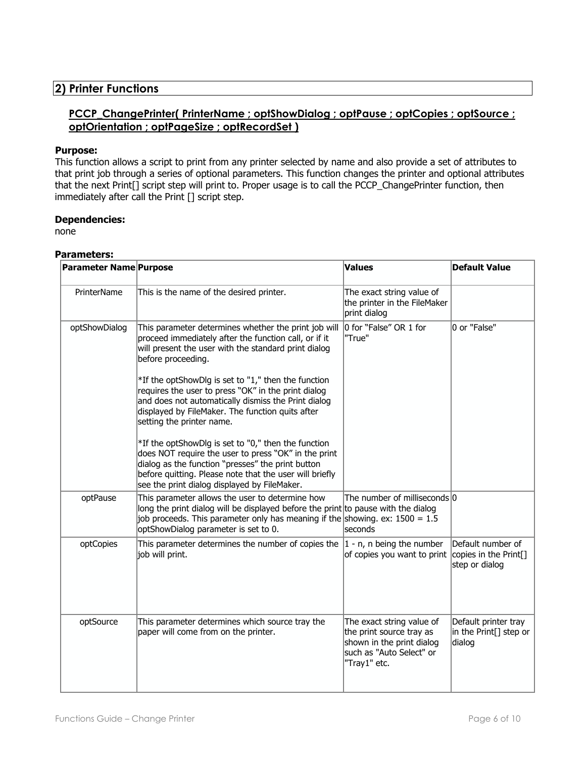## 2) Printer Functions

### PCCP_ChangePrinter( PrinterName ; optShowDialog ; optPause ; optCopies ; optSource ; optOrientation ; optPageSize ; optRecordSet )

**Purpose:**
This function allows a script to print from any printer selected by name and also provide a set of attributes to that print job through a series of optional parameters. This function changes the printer and optional attributes that the next Print[] script step will print to. Proper usage is to call the PCCP_ChangePrinter function, then immediately after call the Print [] script step.

**Dependencies:**
none

**Parameters:**

| Parameter Name | Purpose | Values | Default Value |
|---|---|---|---|
| PrinterName | This is the name of the desired printer. | The exact string value of the printer in the FileMaker print dialog | |
| optShowDialog | This parameter determines whether the print job will proceed immediately after the function call, or if it will present the user with the standard print dialog before proceeding.<br><br>*If the optShowDlg is set to "1," then the function requires the user to press "OK" in the print dialog and does not automatically dismiss the Print dialog displayed by FileMaker. The function quits after setting the printer name.<br><br>*If the optShowDlg is set to "0," then the function does NOT require the user to press "OK" in the print dialog as the function "presses" the print button before quitting. Please note that the user will briefly see the print dialog displayed by FileMaker. | 0 for "False" OR 1 for "True" | 0 or "False" |
| optPause | This parameter allows the user to determine how long the print dialog will be displayed before the print job proceeds. This parameter only has meaning if the optShowDialog parameter is set to 0. | The number of milliseconds to pause with the dialog showing. ex: 1500 = 1.5 seconds | 0 |
| optCopies | This parameter determines the number of copies the job will print. | 1 - n, n being the number of copies you want to print | Default number of copies in the Print[] step or dialog |
| optSource | This parameter determines which source tray the paper will come from on the printer. | The exact string value of the print source tray as shown in the print dialog such as "Auto Select" or "Tray1" etc. | Default printer tray in the Print[] step or dialog |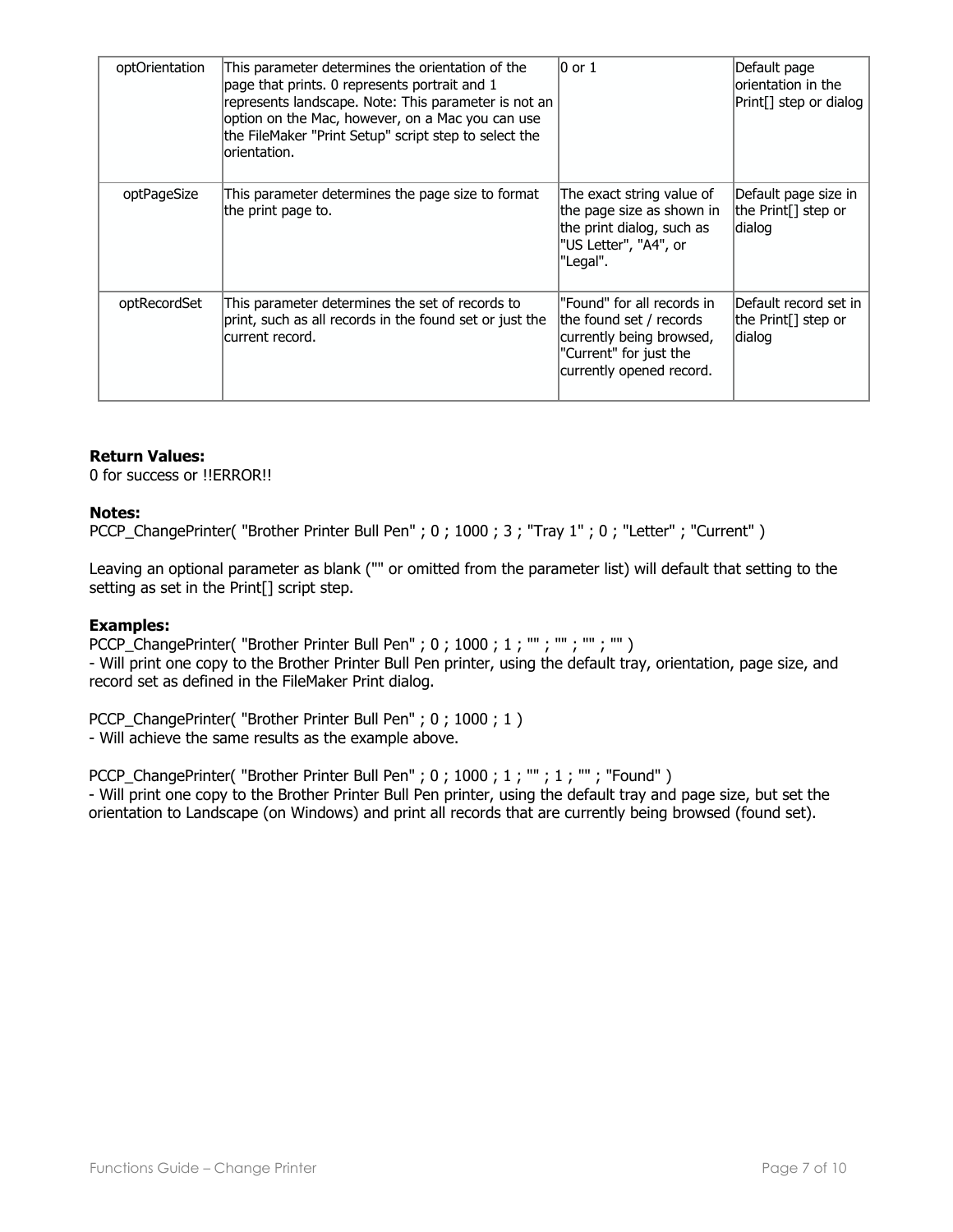| optOrientation | This parameter determines the orientation of the page that prints. 0 represents portrait and 1 represents landscape. Note: This parameter is not an option on the Mac, however, on a Mac you can use the FileMaker "Print Setup" script step to select the orientation. | 0 or 1 | Default page orientation in the Print[] step or dialog |
|---|---|---|---|
| optPageSize | This parameter determines the page size to format the print page to. | The exact string value of the page size as shown in the print dialog, such as "US Letter", "A4", or "Legal". | Default page size in the Print[] step or dialog |
| optRecordSet | This parameter determines the set of records to print, such as all records in the found set or just the current record. | "Found" for all records in the found set / records currently being browsed, "Current" for just the currently opened record. | Default record set in the Print[] step or dialog |

**Return Values:**
0 for success or !!ERROR!!

**Notes:**
PCCP_ChangePrinter( "Brother Printer Bull Pen" ; 0 ; 1000 ; 3 ; "Tray 1" ; 0 ; "Letter" ; "Current" )

Leaving an optional parameter as blank ("" or omitted from the parameter list) will default that setting to the setting as set in the Print[] script step.

**Examples:**
PCCP_ChangePrinter( "Brother Printer Bull Pen" ; 0 ; 1000 ; 1 ; "" ; "" ; "" ; "" )
- Will print one copy to the Brother Printer Bull Pen printer, using the default tray, orientation, page size, and record set as defined in the FileMaker Print dialog.

PCCP_ChangePrinter( "Brother Printer Bull Pen" ; 0 ; 1000 ; 1 )
- Will achieve the same results as the example above.

PCCP_ChangePrinter( "Brother Printer Bull Pen" ; 0 ; 1000 ; 1 ; "" ; 1 ; "" ; "Found" )
- Will print one copy to the Brother Printer Bull Pen printer, using the default tray and page size, but set the orientation to Landscape (on Windows) and print all records that are currently being browsed (found set).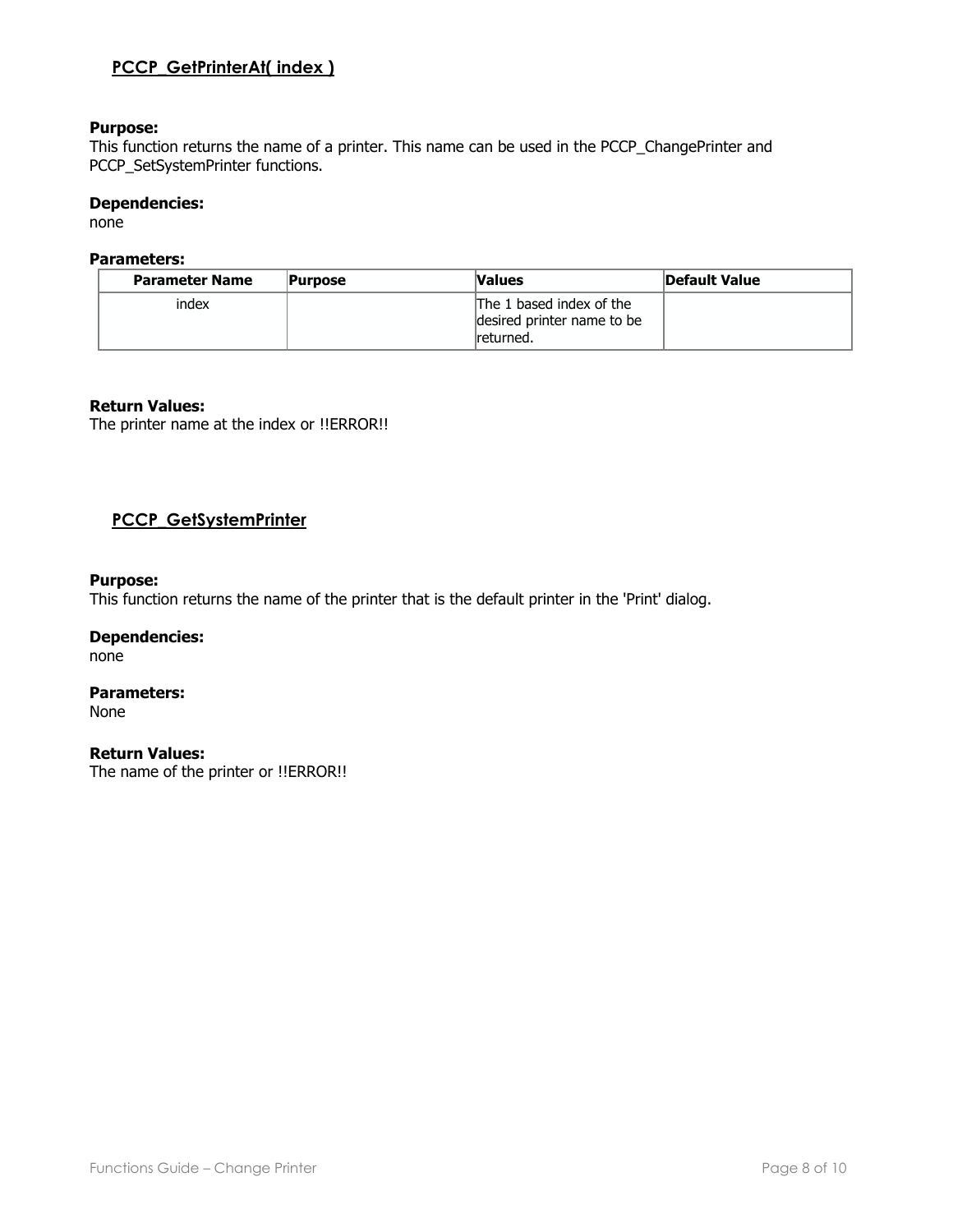## PCCP_GetPrinterAt( index )

**Purpose:**
This function returns the name of a printer. This name can be used in the PCCP_ChangePrinter and PCCP_SetSystemPrinter functions.

**Dependencies:**
none

**Parameters:**

| Parameter Name | Purpose | Values | Default Value |
|---|---|---|---|
| index | | The 1 based index of the desired printer name to be returned. | |

**Return Values:**
The printer name at the index or !!ERROR!!

## PCCP_GetSystemPrinter

**Purpose:**
This function returns the name of the printer that is the default printer in the 'Print' dialog.

**Dependencies:**
none

**Parameters:**
None

**Return Values:**
The name of the printer or !!ERROR!!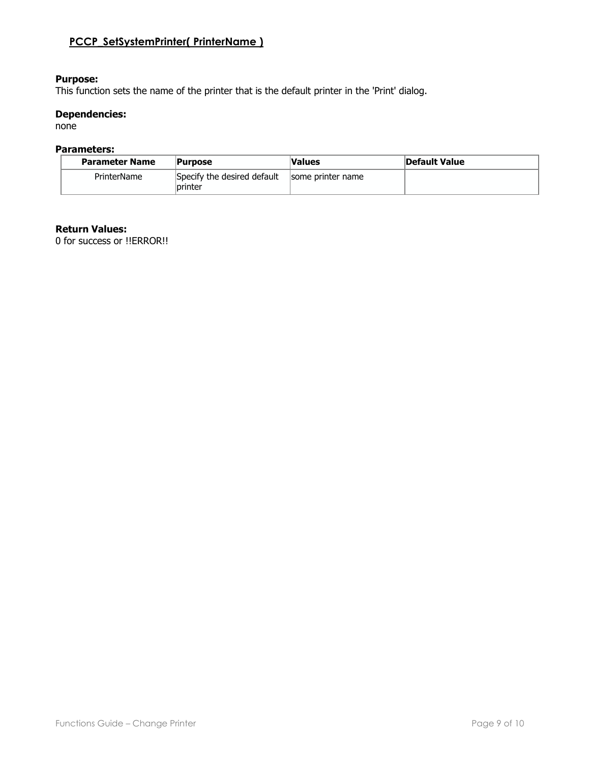## PCCP_SetSystemPrinter( PrinterName )

**Purpose:**
This function sets the name of the printer that is the default printer in the 'Print' dialog.

**Dependencies:**
none

**Parameters:**

| Parameter Name | Purpose | Values | Default Value |
|---|---|---|---|
| PrinterName | Specify the desired default printer | some printer name | |

**Return Values:**
0 for success or !!ERROR!!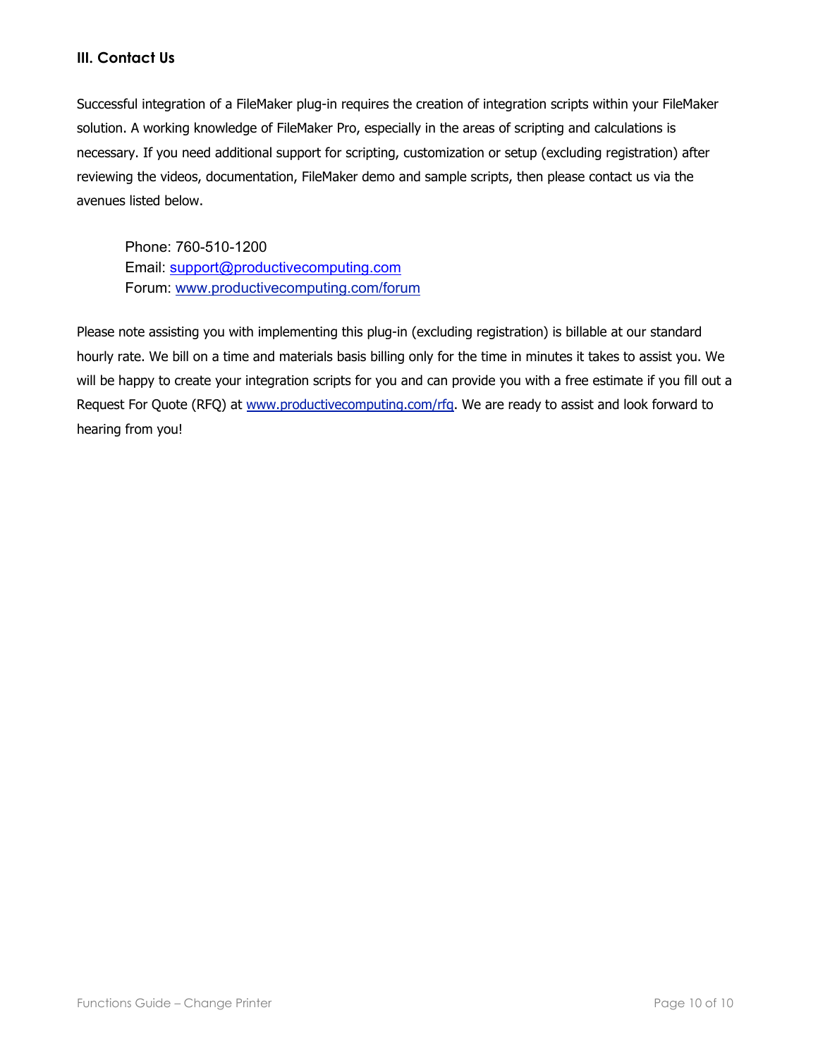### III. Contact Us

Successful integration of a FileMaker plug-in requires the creation of integration scripts within your FileMaker solution. A working knowledge of FileMaker Pro, especially in the areas of scripting and calculations is necessary. If you need additional support for scripting, customization or setup (excluding registration) after reviewing the videos, documentation, FileMaker demo and sample scripts, then please contact us via the avenues listed below.

Phone: 760-510-1200
Email: support@productivecomputing.com
Forum: www.productivecomputing.com/forum

Please note assisting you with implementing this plug-in (excluding registration) is billable at our standard hourly rate. We bill on a time and materials basis billing only for the time in minutes it takes to assist you. We will be happy to create your integration scripts for you and can provide you with a free estimate if you fill out a Request For Quote (RFQ) at www.productivecomputing.com/rfq. We are ready to assist and look forward to hearing from you!